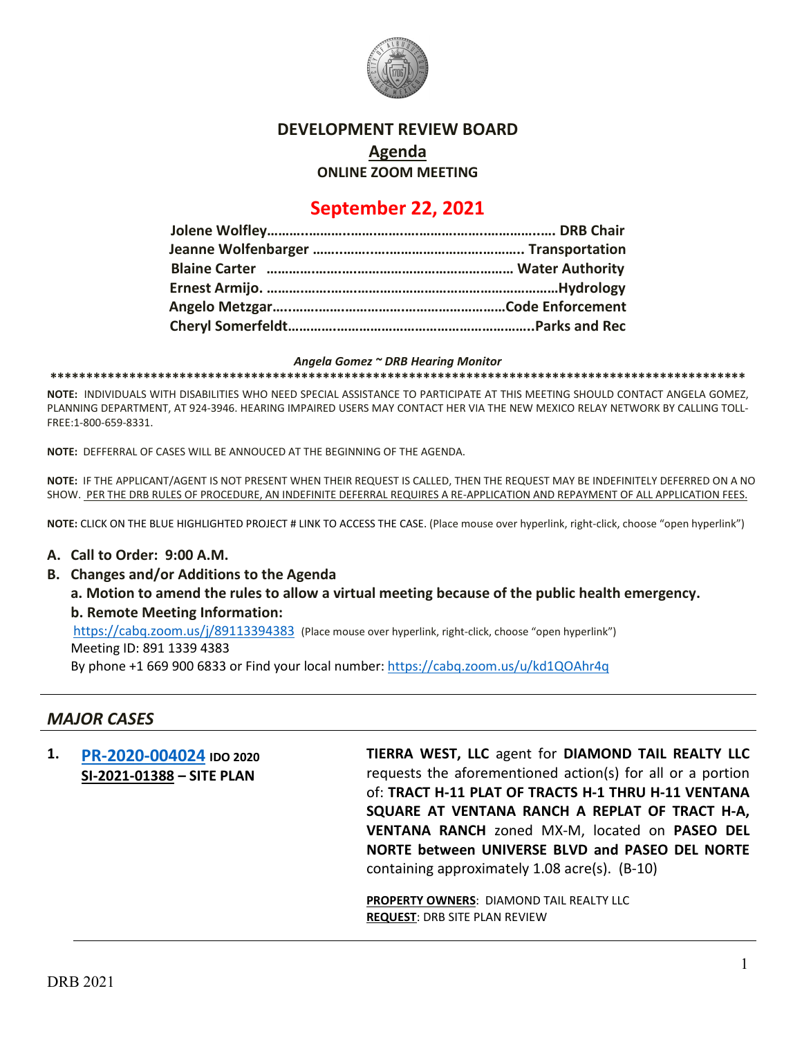# DEVELOPMENT REVIEW BOARD

## Agenda

### ONLINE ZOOM MEETING

## September 22, 2021

**Jolene Wolfley………………………………………………………………. DRB Chair**
**Jeanne Wolfenbarger ……………………………………………….. Transportation**
**Blaine Carter ………………………………………………………… Water Authority**
**Ernest Armijo. …………………………………………………………………Hydrology**
**Angelo Metzgar………………………………………………………Code Enforcement**
**Cheryl Somerfeldt………………………………………………………..Parks and Rec**

***Angela Gomez ~ DRB Hearing Monitor***

****************************************************************************************************

**NOTE:** INDIVIDUALS WITH DISABILITIES WHO NEED SPECIAL ASSISTANCE TO PARTICIPATE AT THIS MEETING SHOULD CONTACT ANGELA GOMEZ, PLANNING DEPARTMENT, AT 924-3946. HEARING IMPAIRED USERS MAY CONTACT HER VIA THE NEW MEXICO RELAY NETWORK BY CALLING TOLL-FREE:1-800-659-8331.

**NOTE:** DEFFERRAL OF CASES WILL BE ANNOUCED AT THE BEGINNING OF THE AGENDA.

**NOTE:** IF THE APPLICANT/AGENT IS NOT PRESENT WHEN THEIR REQUEST IS CALLED, THEN THE REQUEST MAY BE INDEFINITELY DEFERRED ON A NO SHOW. PER THE DRB RULES OF PROCEDURE, AN INDEFINITE DEFERRAL REQUIRES A RE-APPLICATION AND REPAYMENT OF ALL APPLICATION FEES.

**NOTE:** CLICK ON THE BLUE HIGHLIGHTED PROJECT # LINK TO ACCESS THE CASE. (Place mouse over hyperlink, right-click, choose "open hyperlink")

**A. Call to Order: 9:00 A.M.**

**B. Changes and/or Additions to the Agenda**

**a. Motion to amend the rules to allow a virtual meeting because of the public health emergency.**

**b. Remote Meeting Information:**

https://cabq.zoom.us/j/89113394383 (Place mouse over hyperlink, right-click, choose "open hyperlink")
Meeting ID: 891 1339 4383
By phone +1 669 900 6833 or Find your local number: https://cabq.zoom.us/u/kd1QOAhr4q

---

## *MAJOR CASES*

**1. PR-2020-004024 IDO 2020**
**SI-2021-01388 – SITE PLAN**

**TIERRA WEST, LLC** agent for **DIAMOND TAIL REALTY LLC** requests the aforementioned action(s) for all or a portion of: **TRACT H-11 PLAT OF TRACTS H-1 THRU H-11 VENTANA SQUARE AT VENTANA RANCH A REPLAT OF TRACT H-A, VENTANA RANCH** zoned MX-M, located on **PASEO DEL NORTE between UNIVERSE BLVD and PASEO DEL NORTE** containing approximately 1.08 acre(s). (B-10)

**PROPERTY OWNERS**: DIAMOND TAIL REALTY LLC
**REQUEST**: DRB SITE PLAN REVIEW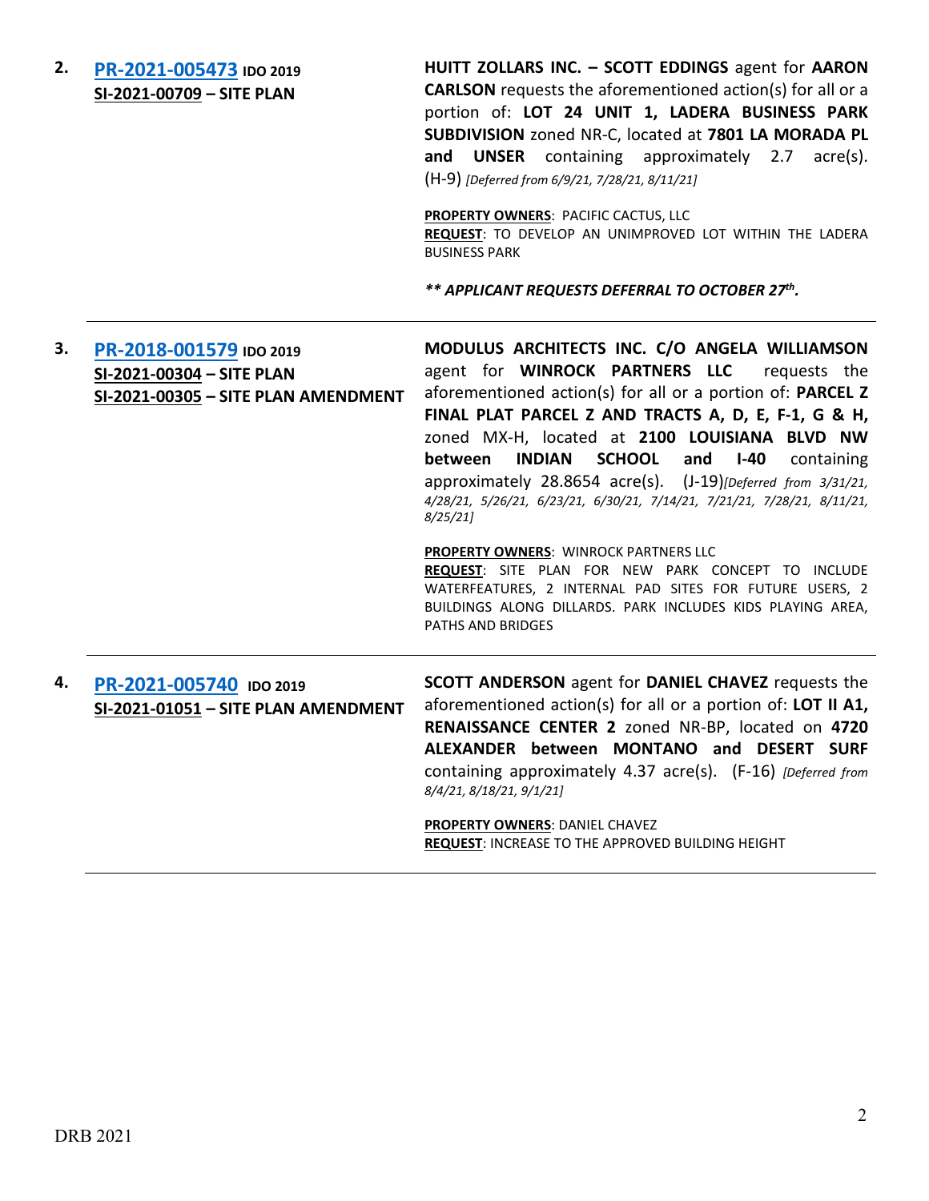**2.** **[PR-2021-005473](PR-2021-005473)** **IDO 2019**
**SI-2021-00709 – SITE PLAN**

**HUITT ZOLLARS INC. – SCOTT EDDINGS** agent for **AARON CARLSON** requests the aforementioned action(s) for all or a portion of: **LOT 24 UNIT 1, LADERA BUSINESS PARK SUBDIVISION** zoned NR-C, located at **7801 LA MORADA PL and UNSER** containing approximately 2.7 acre(s). (H-9) *[Deferred from 6/9/21, 7/28/21, 8/11/21]*

**PROPERTY OWNERS**: PACIFIC CACTUS, LLC
**REQUEST**: TO DEVELOP AN UNIMPROVED LOT WITHIN THE LADERA BUSINESS PARK

***\*\* APPLICANT REQUESTS DEFERRAL TO OCTOBER 27th.***

---

**3.** **[PR-2018-001579](PR-2018-001579)** **IDO 2019**
**SI-2021-00304 – SITE PLAN**
**SI-2021-00305 – SITE PLAN AMENDMENT**

**MODULUS ARCHITECTS INC. C/O ANGELA WILLIAMSON** agent for **WINROCK PARTNERS LLC** requests the aforementioned action(s) for all or a portion of: **PARCEL Z FINAL PLAT PARCEL Z AND TRACTS A, D, E, F-1, G & H,** zoned MX-H, located at **2100 LOUISIANA BLVD NW between INDIAN SCHOOL and I-40** containing approximately 28.8654 acre(s). (J-19)*[Deferred from 3/31/21, 4/28/21, 5/26/21, 6/23/21, 6/30/21, 7/14/21, 7/21/21, 7/28/21, 8/11/21, 8/25/21]*

**PROPERTY OWNERS**: WINROCK PARTNERS LLC
**REQUEST**: SITE PLAN FOR NEW PARK CONCEPT TO INCLUDE WATERFEATURES, 2 INTERNAL PAD SITES FOR FUTURE USERS, 2 BUILDINGS ALONG DILLARDS. PARK INCLUDES KIDS PLAYING AREA, PATHS AND BRIDGES

---

**4.** **[PR-2021-005740](PR-2021-005740)** **IDO 2019**
**SI-2021-01051 – SITE PLAN AMENDMENT**

**SCOTT ANDERSON** agent for **DANIEL CHAVEZ** requests the aforementioned action(s) for all or a portion of: **LOT II A1, RENAISSANCE CENTER 2** zoned NR-BP, located on **4720 ALEXANDER between MONTANO and DESERT SURF** containing approximately 4.37 acre(s). (F-16) *[Deferred from 8/4/21, 8/18/21, 9/1/21]*

**PROPERTY OWNERS**: DANIEL CHAVEZ
**REQUEST**: INCREASE TO THE APPROVED BUILDING HEIGHT

---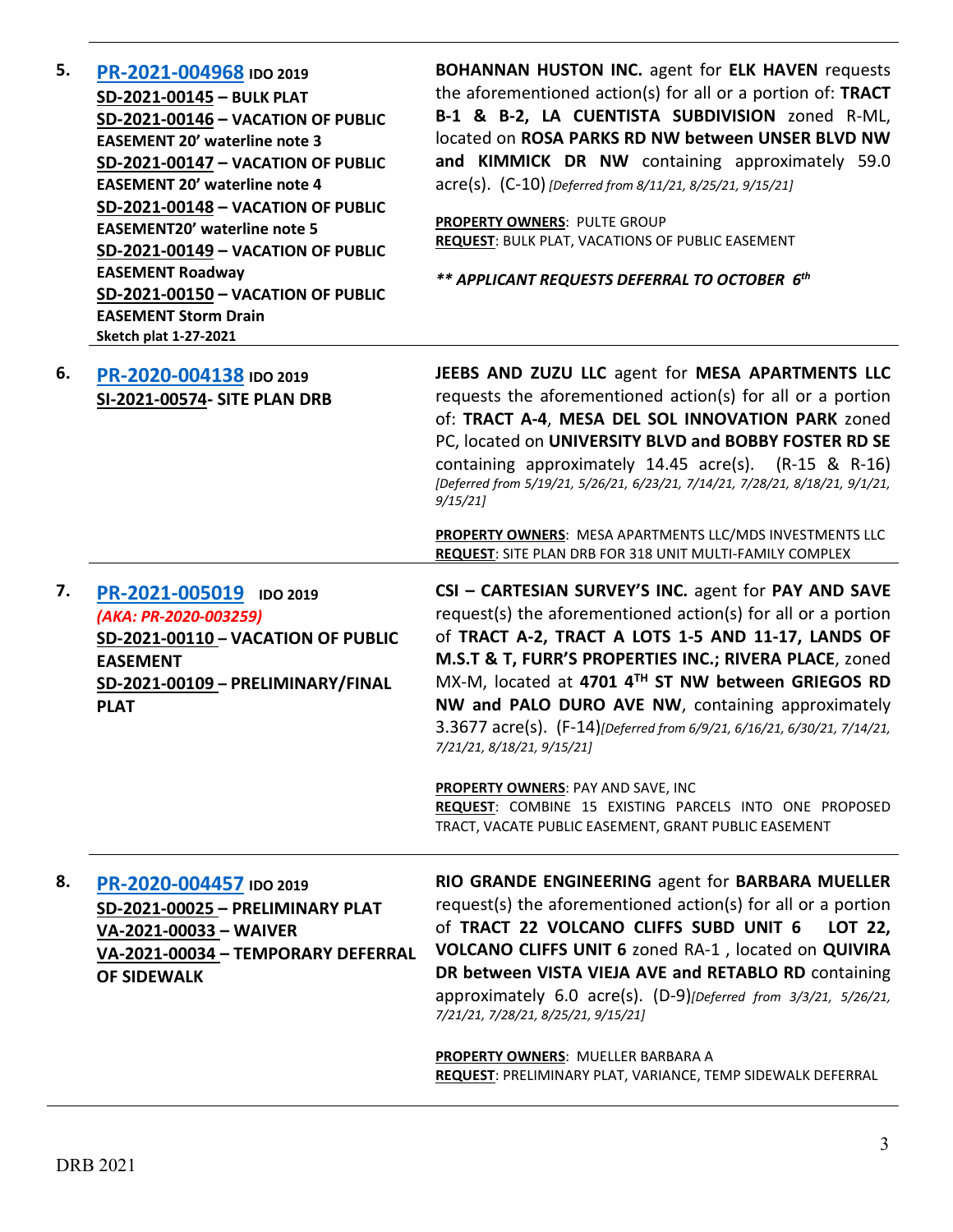| | | |
|---|---|---|
| **5.** | **PR-2021-004968** **IDO 2019**<br>**SD-2021-00145 – BULK PLAT**<br>**SD-2021-00146 – VACATION OF PUBLIC EASEMENT 20' waterline note 3**<br>**SD-2021-00147 – VACATION OF PUBLIC EASEMENT 20' waterline note 4**<br>**SD-2021-00148 – VACATION OF PUBLIC EASEMENT20' waterline note 5**<br>**SD-2021-00149 – VACATION OF PUBLIC EASEMENT Roadway**<br>**SD-2021-00150 – VACATION OF PUBLIC EASEMENT Storm Drain**<br>**Sketch plat 1-27-2021** | **BOHANNAN HUSTON INC.** agent for **ELK HAVEN** requests the aforementioned action(s) for all or a portion of: **TRACT B-1 & B-2, LA CUENTISTA SUBDIVISION** zoned R-ML, located on **ROSA PARKS RD NW between UNSER BLVD NW and KIMMICK DR NW** containing approximately 59.0 acre(s). (C-10) *[Deferred from 8/11/21, 8/25/21, 9/15/21]*<br><br>**PROPERTY OWNERS**: PULTE GROUP<br>**REQUEST**: BULK PLAT, VACATIONS OF PUBLIC EASEMENT<br><br>***\*\* APPLICANT REQUESTS DEFERRAL TO OCTOBER 6th*** |
| **6.** | **PR-2020-004138** **IDO 2019**<br>**SI-2021-00574- SITE PLAN DRB** | **JEEBS AND ZUZU LLC** agent for **MESA APARTMENTS LLC** requests the aforementioned action(s) for all or a portion of: **TRACT A-4**, **MESA DEL SOL INNOVATION PARK** zoned PC, located on **UNIVERSITY BLVD and BOBBY FOSTER RD SE** containing approximately 14.45 acre(s). (R-15 & R-16) *[Deferred from 5/19/21, 5/26/21, 6/23/21, 7/14/21, 7/28/21, 8/18/21, 9/1/21, 9/15/21]*<br><br>**PROPERTY OWNERS**: MESA APARTMENTS LLC/MDS INVESTMENTS LLC<br>**REQUEST**: SITE PLAN DRB FOR 318 UNIT MULTI-FAMILY COMPLEX |
| **7.** | **PR-2021-005019** **IDO 2019**<br>***(AKA: PR-2020-003259)***<br>**SD-2021-00110 – VACATION OF PUBLIC EASEMENT**<br>**SD-2021-00109 – PRELIMINARY/FINAL PLAT** | **CSI – CARTESIAN SURVEY'S INC.** agent for **PAY AND SAVE** request(s) the aforementioned action(s) for all or a portion of **TRACT A-2, TRACT A LOTS 1-5 AND 11-17, LANDS OF M.S.T & T, FURR'S PROPERTIES INC.; RIVERA PLACE**, zoned MX-M, located at **4701 4TH ST NW between GRIEGOS RD NW and PALO DURO AVE NW**, containing approximately 3.3677 acre(s). (F-14)*[Deferred from 6/9/21, 6/16/21, 6/30/21, 7/14/21, 7/21/21, 8/18/21, 9/15/21]*<br><br>**PROPERTY OWNERS**: PAY AND SAVE, INC<br>**REQUEST**: COMBINE 15 EXISTING PARCELS INTO ONE PROPOSED TRACT, VACATE PUBLIC EASEMENT, GRANT PUBLIC EASEMENT |
| **8.** | **PR-2020-004457** **IDO 2019**<br>**SD-2021-00025 – PRELIMINARY PLAT**<br>**VA-2021-00033 – WAIVER**<br>**VA-2021-00034 – TEMPORARY DEFERRAL OF SIDEWALK** | **RIO GRANDE ENGINEERING** agent for **BARBARA MUELLER** request(s) the aforementioned action(s) for all or a portion of **TRACT 22 VOLCANO CLIFFS SUBD UNIT 6 LOT 22, VOLCANO CLIFFS UNIT 6** zoned RA-1 , located on **QUIVIRA DR between VISTA VIEJA AVE and RETABLO RD** containing approximately 6.0 acre(s). (D-9)*[Deferred from 3/3/21, 5/26/21, 7/21/21, 7/28/21, 8/25/21, 9/15/21]*<br><br>**PROPERTY OWNERS**: MUELLER BARBARA A<br>**REQUEST**: PRELIMINARY PLAT, VARIANCE, TEMP SIDEWALK DEFERRAL |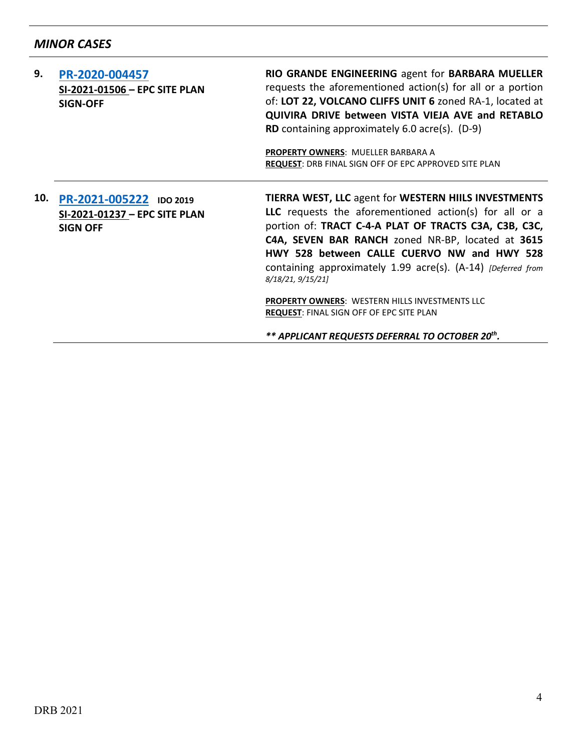## *MINOR CASES*

| | | |
|---|---|---|
| **9.** | **PR-2020-004457**<br>**SI-2021-01506 – EPC SITE PLAN SIGN-OFF** | **RIO GRANDE ENGINEERING** agent for **BARBARA MUELLER** requests the aforementioned action(s) for all or a portion of: **LOT 22, VOLCANO CLIFFS UNIT 6** zoned RA-1, located at **QUIVIRA DRIVE between VISTA VIEJA AVE and RETABLO RD** containing approximately 6.0 acre(s). (D-9)<br><br>**PROPERTY OWNERS**: MUELLER BARBARA A<br>**REQUEST**: DRB FINAL SIGN OFF OF EPC APPROVED SITE PLAN |
| **10.** | **PR-2021-005222** **IDO 2019**<br>**SI-2021-01237 – EPC SITE PLAN SIGN OFF** | **TIERRA WEST, LLC** agent for **WESTERN HIILS INVESTMENTS LLC** requests the aforementioned action(s) for all or a portion of: **TRACT C-4-A PLAT OF TRACTS C3A, C3B, C3C, C4A, SEVEN BAR RANCH** zoned NR-BP, located at **3615 HWY 528 between CALLE CUERVO NW and HWY 528** containing approximately 1.99 acre(s). (A-14) *[Deferred from 8/18/21, 9/15/21]*<br><br>**PROPERTY OWNERS**: WESTERN HILLS INVESTMENTS LLC<br>**REQUEST**: FINAL SIGN OFF OF EPC SITE PLAN<br><br>***\*\* APPLICANT REQUESTS DEFERRAL TO OCTOBER 20th.*** |

DRB 2021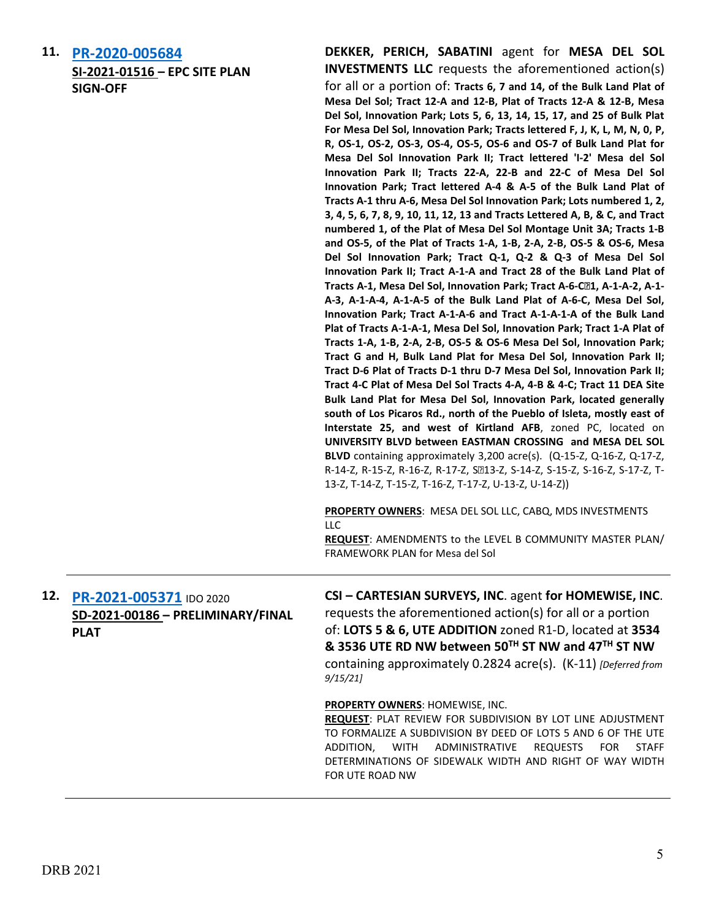**11. [PR-2020-005684](PR-2020-005684)**
**SI-2021-01516 – EPC SITE PLAN SIGN-OFF**

**DEKKER, PERICH, SABATINI** agent for **MESA DEL SOL INVESTMENTS LLC** requests the aforementioned action(s) for all or a portion of: **Tracts 6, 7 and 14, of the Bulk Land Plat of Mesa Del Sol; Tract 12-A and 12-B, Plat of Tracts 12-A & 12-B, Mesa Del Sol, Innovation Park; Lots 5, 6, 13, 14, 15, 17, and 25 of Bulk Plat For Mesa Del Sol, Innovation Park; Tracts lettered F, J, K, L, M, N, 0, P, R, OS-1, OS-2, OS-3, OS-4, OS-5, OS-6 and OS-7 of Bulk Land Plat for Mesa Del Sol Innovation Park II; Tract lettered 'I-2' Mesa del Sol Innovation Park II; Tracts 22-A, 22-B and 22-C of Mesa Del Sol Innovation Park; Tract lettered A-4 & A-5 of the Bulk Land Plat of Tracts A-1 thru A-6, Mesa Del Sol Innovation Park; Lots numbered 1, 2, 3, 4, 5, 6, 7, 8, 9, 10, 11, 12, 13 and Tracts Lettered A, B, & C, and Tract numbered 1, of the Plat of Mesa Del Sol Montage Unit 3A; Tracts 1-B and OS-5, of the Plat of Tracts 1-A, 1-B, 2-A, 2-B, OS-5 & OS-6, Mesa Del Sol Innovation Park; Tract Q-1, Q-2 & Q-3 of Mesa Del Sol Innovation Park II; Tract A-1-A and Tract 28 of the Bulk Land Plat of Tracts A-1, Mesa Del Sol, Innovation Park; Tract A-6-C1, A-1-A-2, A-1-A-3, A-1-A-4, A-1-A-5 of the Bulk Land Plat of A-6-C, Mesa Del Sol, Innovation Park; Tract A-1-A-6 and Tract A-1-A-1-A of the Bulk Land Plat of Tracts A-1-A-1, Mesa Del Sol, Innovation Park; Tract 1-A Plat of Tracts 1-A, 1-B, 2-A, 2-B, OS-5 & OS-6 Mesa Del Sol, Innovation Park; Tract G and H, Bulk Land Plat for Mesa Del Sol, Innovation Park II; Tract D-6 Plat of Tracts D-1 thru D-7 Mesa Del Sol, Innovation Park II; Tract 4-C Plat of Mesa Del Sol Tracts 4-A, 4-B & 4-C; Tract 11 DEA Site Bulk Land Plat for Mesa Del Sol, Innovation Park, located generally south of Los Picaros Rd., north of the Pueblo of Isleta, mostly east of Interstate 25, and west of Kirtland AFB**, zoned PC, located on **UNIVERSITY BLVD between EASTMAN CROSSING and MESA DEL SOL BLVD** containing approximately 3,200 acre(s). (Q-15-Z, Q-16-Z, Q-17-Z, R-14-Z, R-15-Z, R-16-Z, R-17-Z, S13-Z, S-14-Z, S-15-Z, S-16-Z, S-17-Z, T-13-Z, T-14-Z, T-15-Z, T-16-Z, T-17-Z, U-13-Z, U-14-Z))

**PROPERTY OWNERS**: MESA DEL SOL LLC, CABQ, MDS INVESTMENTS LLC
**REQUEST**: AMENDMENTS to the LEVEL B COMMUNITY MASTER PLAN/ FRAMEWORK PLAN for Mesa del Sol

---

**12. [PR-2021-005371](PR-2021-005371)** IDO 2020
**SD-2021-00186 – PRELIMINARY/FINAL PLAT**

**CSI – CARTESIAN SURVEYS, INC**. agent **for HOMEWISE, INC**. requests the aforementioned action(s) for all or a portion of: **LOTS 5 & 6, UTE ADDITION** zoned R1-D, located at **3534 & 3536 UTE RD NW between 50TH ST NW and 47TH ST NW** containing approximately 0.2824 acre(s). (K-11) *[Deferred from 9/15/21]*

**PROPERTY OWNERS**: HOMEWISE, INC.
**REQUEST**: PLAT REVIEW FOR SUBDIVISION BY LOT LINE ADJUSTMENT TO FORMALIZE A SUBDIVISION BY DEED OF LOTS 5 AND 6 OF THE UTE ADDITION, WITH ADMINISTRATIVE REQUESTS FOR STAFF DETERMINATIONS OF SIDEWALK WIDTH AND RIGHT OF WAY WIDTH FOR UTE ROAD NW

---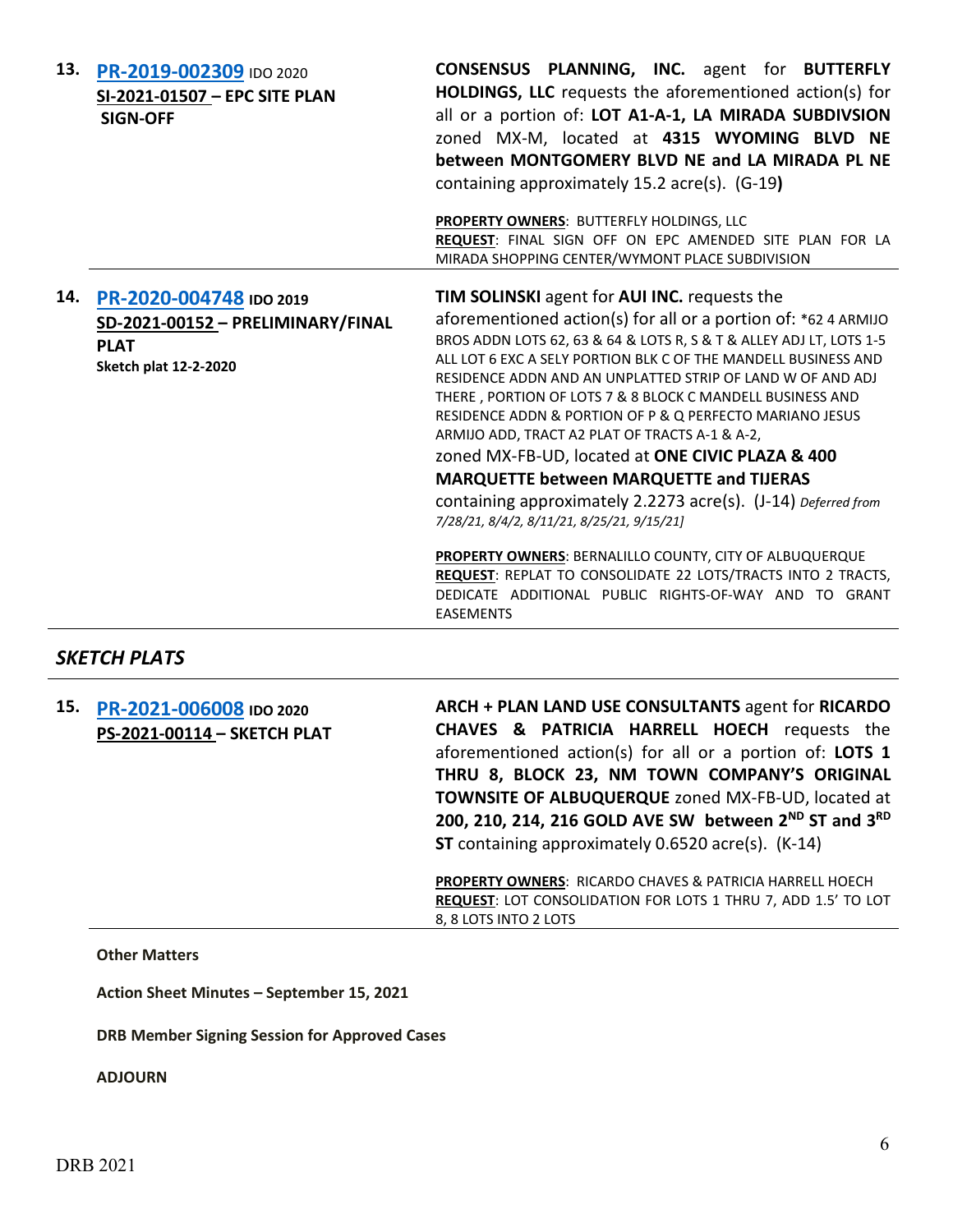**13.** **PR-2019-002309** IDO 2020
**SI-2021-01507 – EPC SITE PLAN SIGN-OFF**

**CONSENSUS PLANNING, INC.** agent for **BUTTERFLY HOLDINGS, LLC** requests the aforementioned action(s) for all or a portion of: **LOT A1-A-1, LA MIRADA SUBDIVSION** zoned MX-M, located at **4315 WYOMING BLVD NE between MONTGOMERY BLVD NE and LA MIRADA PL NE** containing approximately 15.2 acre(s). (G-19**)**

**PROPERTY OWNERS**: BUTTERFLY HOLDINGS, LLC
**REQUEST**: FINAL SIGN OFF ON EPC AMENDED SITE PLAN FOR LA MIRADA SHOPPING CENTER/WYMONT PLACE SUBDIVISION

---

**14.** **PR-2020-004748** **IDO 2019**
**SD-2021-00152 – PRELIMINARY/FINAL PLAT**
**Sketch plat 12-2-2020**

**TIM SOLINSKI** agent for **AUI INC.** requests the aforementioned action(s) for all or a portion of: *62 4 ARMIJO BROS ADDN LOTS 62, 63 & 64 & LOTS R, S & T & ALLEY ADJ LT, LOTS 1-5 ALL LOT 6 EXC A SELY PORTION BLK C OF THE MANDELL BUSINESS AND RESIDENCE ADDN AND AN UNPLATTED STRIP OF LAND W OF AND ADJ THERE , PORTION OF LOTS 7 & 8 BLOCK C MANDELL BUSINESS AND RESIDENCE ADDN & PORTION OF P & Q PERFECTO MARIANO JESUS ARMIJO ADD, TRACT A2 PLAT OF TRACTS A-1 & A-2, zoned MX-FB-UD, located at **ONE CIVIC PLAZA & 400 MARQUETTE between MARQUETTE and TIJERAS** containing approximately 2.2273 acre(s). (J-14) *Deferred from 7/28/21, 8/4/2, 8/11/21, 8/25/21, 9/15/21]*

**PROPERTY OWNERS**: BERNALILLO COUNTY, CITY OF ALBUQUERQUE
**REQUEST**: REPLAT TO CONSOLIDATE 22 LOTS/TRACTS INTO 2 TRACTS, DEDICATE ADDITIONAL PUBLIC RIGHTS-OF-WAY AND TO GRANT EASEMENTS

---

## *SKETCH PLATS*

**15.** **PR-2021-006008** **IDO 2020**
**PS-2021-00114 – SKETCH PLAT**

**ARCH + PLAN LAND USE CONSULTANTS** agent for **RICARDO CHAVES & PATRICIA HARRELL HOECH** requests the aforementioned action(s) for all or a portion of: **LOTS 1 THRU 8, BLOCK 23, NM TOWN COMPANY'S ORIGINAL TOWNSITE OF ALBUQUERQUE** zoned MX-FB-UD, located at **200, 210, 214, 216 GOLD AVE SW between 2ND ST and 3RD ST** containing approximately 0.6520 acre(s). (K-14)

**PROPERTY OWNERS**: RICARDO CHAVES & PATRICIA HARRELL HOECH
**REQUEST**: LOT CONSOLIDATION FOR LOTS 1 THRU 7, ADD 1.5' TO LOT 8, 8 LOTS INTO 2 LOTS

---

**Other Matters**

**Action Sheet Minutes – September 15, 2021**

**DRB Member Signing Session for Approved Cases**

**ADJOURN**